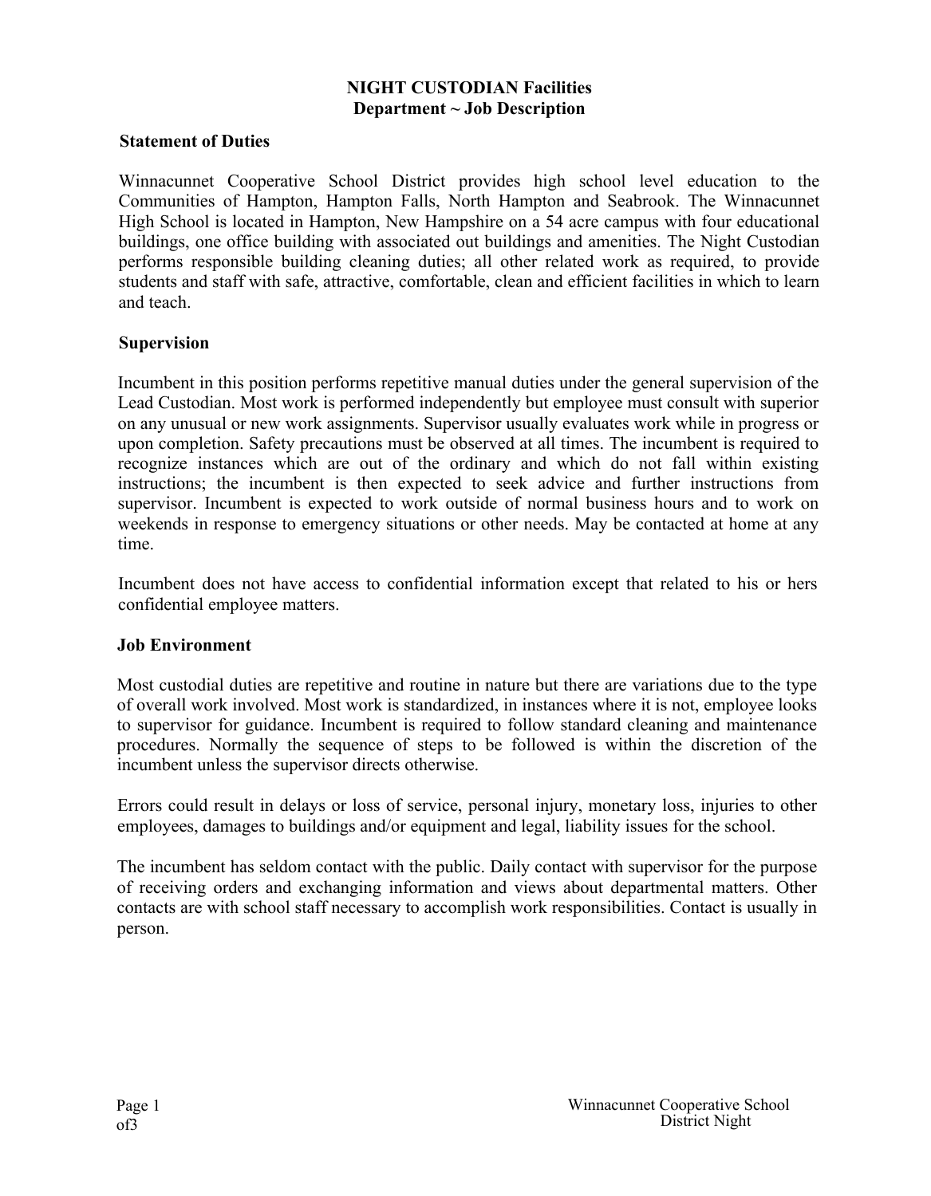# NIGHT CUSTODIAN Facilities Department ~ Job Description

## Statement of Duties

Winnacunnet Cooperative School District provides high school level education to the Communities of Hampton, Hampton Falls, North Hampton and Seabrook. The Winnacunnet High School is located in Hampton, New Hampshire on a 54 acre campus with four educational buildings, one office building with associated out buildings and amenities. The Night Custodian performs responsible building cleaning duties; all other related work as required, to provide students and staff with safe, attractive, comfortable, clean and efficient facilities in which to learn and teach.

## Supervision

Incumbent in this position performs repetitive manual duties under the general supervision of the Lead Custodian. Most work is performed independently but employee must consult with superior on any unusual or new work assignments. Supervisor usually evaluates work while in progress or upon completion. Safety precautions must be observed at all times. The incumbent is required to recognize instances which are out of the ordinary and which do not fall within existing instructions; the incumbent is then expected to seek advice and further instructions from supervisor. Incumbent is expected to work outside of normal business hours and to work on weekends in response to emergency situations or other needs. May be contacted at home at any time.

Incumbent does not have access to confidential information except that related to his or hers confidential employee matters.

## Job Environment

Most custodial duties are repetitive and routine in nature but there are variations due to the type of overall work involved. Most work is standardized, in instances where it is not, employee looks to supervisor for guidance. Incumbent is required to follow standard cleaning and maintenance procedures. Normally the sequence of steps to be followed is within the discretion of the incumbent unless the supervisor directs otherwise.

Errors could result in delays or loss of service, personal injury, monetary loss, injuries to other employees, damages to buildings and/or equipment and legal, liability issues for the school.

The incumbent has seldom contact with the public. Daily contact with supervisor for the purpose of receiving orders and exchanging information and views about departmental matters. Other contacts are with school staff necessary to accomplish work responsibilities. Contact is usually in person.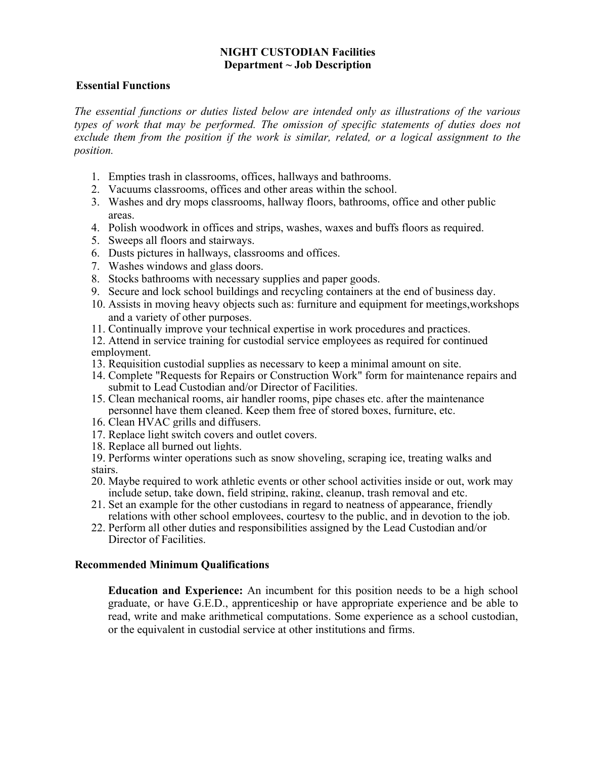**NIGHT CUSTODIAN Facilities Department ~ Job Description**

### Essential Functions

*The essential functions or duties listed below are intended only as illustrations of the various types of work that may be performed. The omission of specific statements of duties does not exclude them from the position if the work is similar, related, or a logical assignment to the position.*

1. Empties trash in classrooms, offices, hallways and bathrooms.
2. Vacuums classrooms, offices and other areas within the school.
3. Washes and dry mops classrooms, hallway floors, bathrooms, office and other public areas.
4. Polish woodwork in offices and strips, washes, waxes and buffs floors as required.
5. Sweeps all floors and stairways.
6. Dusts pictures in hallways, classrooms and offices.
7. Washes windows and glass doors.
8. Stocks bathrooms with necessary supplies and paper goods.
9. Secure and lock school buildings and recycling containers at the end of business day.
10. Assists in moving heavy objects such as: furniture and equipment for meetings,workshops and a variety of other purposes.
11. Continually improve your technical expertise in work procedures and practices.
12. Attend in service training for custodial service employees as required for continued employment.
13. Requisition custodial supplies as necessary to keep a minimal amount on site.
14. Complete "Requests for Repairs or Construction Work" form for maintenance repairs and submit to Lead Custodian and/or Director of Facilities.
15. Clean mechanical rooms, air handler rooms, pipe chases etc. after the maintenance personnel have them cleaned. Keep them free of stored boxes, furniture, etc.
16. Clean HVAC grills and diffusers.
17. Replace light switch covers and outlet covers.
18. Replace all burned out lights.
19. Performs winter operations such as snow shoveling, scraping ice, treating walks and stairs.
20. Maybe required to work athletic events or other school activities inside or out, work may include setup, take down, field striping, raking, cleanup, trash removal and etc.
21. Set an example for the other custodians in regard to neatness of appearance, friendly relations with other school employees, courtesy to the public, and in devotion to the job.
22. Perform all other duties and responsibilities assigned by the Lead Custodian and/or Director of Facilities.

### Recommended Minimum Qualifications

**Education and Experience:** An incumbent for this position needs to be a high school graduate, or have G.E.D., apprenticeship or have appropriate experience and be able to read, write and make arithmetical computations. Some experience as a school custodian, or the equivalent in custodial service at other institutions and firms.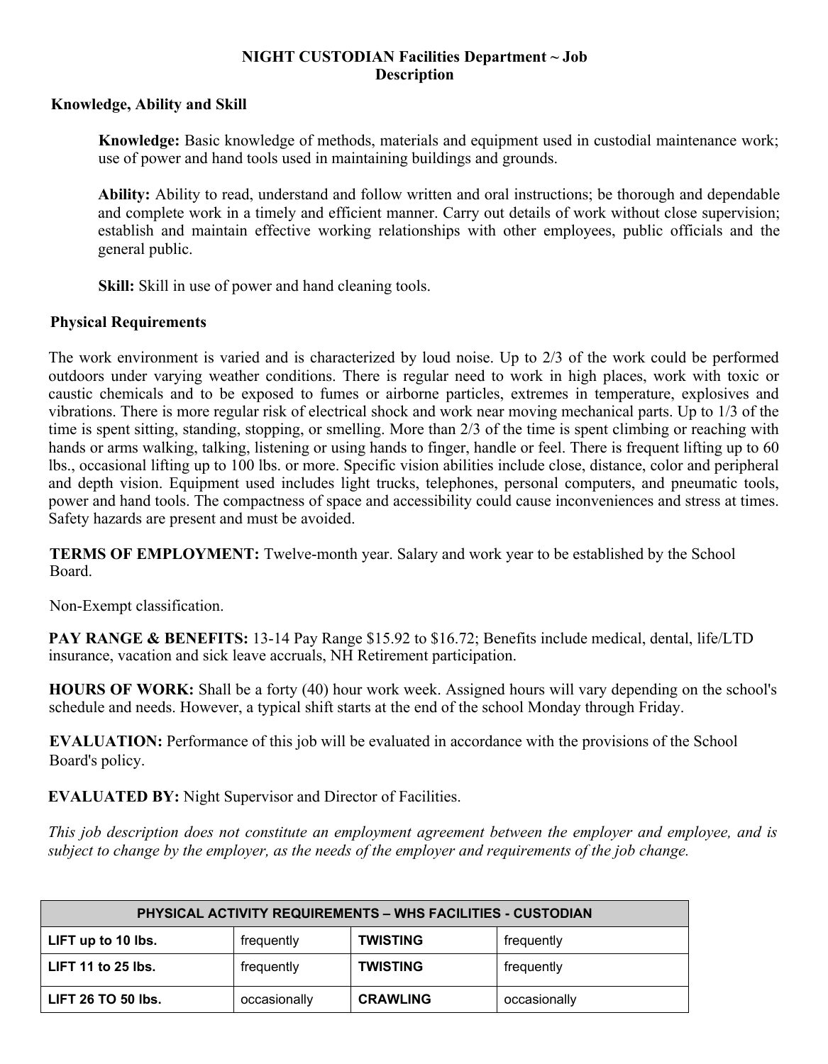**NIGHT CUSTODIAN Facilities Department ~ Job Description**

## Knowledge, Ability and Skill

**Knowledge:** Basic knowledge of methods, materials and equipment used in custodial maintenance work; use of power and hand tools used in maintaining buildings and grounds.

**Ability:** Ability to read, understand and follow written and oral instructions; be thorough and dependable and complete work in a timely and efficient manner. Carry out details of work without close supervision; establish and maintain effective working relationships with other employees, public officials and the general public.

**Skill:** Skill in use of power and hand cleaning tools.

## Physical Requirements

The work environment is varied and is characterized by loud noise. Up to 2/3 of the work could be performed outdoors under varying weather conditions. There is regular need to work in high places, work with toxic or caustic chemicals and to be exposed to fumes or airborne particles, extremes in temperature, explosives and vibrations. There is more regular risk of electrical shock and work near moving mechanical parts. Up to 1/3 of the time is spent sitting, standing, stopping, or smelling. More than 2/3 of the time is spent climbing or reaching with hands or arms walking, talking, listening or using hands to finger, handle or feel. There is frequent lifting up to 60 lbs., occasional lifting up to 100 lbs. or more. Specific vision abilities include close, distance, color and peripheral and depth vision. Equipment used includes light trucks, telephones, personal computers, and pneumatic tools, power and hand tools. The compactness of space and accessibility could cause inconveniences and stress at times. Safety hazards are present and must be avoided.

**TERMS OF EMPLOYMENT:** Twelve-month year. Salary and work year to be established by the School Board.

Non-Exempt classification.

**PAY RANGE & BENEFITS:** 13-14 Pay Range $15.92 to $16.72; Benefits include medical, dental, life/LTD insurance, vacation and sick leave accruals, NH Retirement participation.

**HOURS OF WORK:** Shall be a forty (40) hour work week. Assigned hours will vary depending on the school's schedule and needs. However, a typical shift starts at the end of the school Monday through Friday.

**EVALUATION:** Performance of this job will be evaluated in accordance with the provisions of the School Board's policy.

**EVALUATED BY:** Night Supervisor and Director of Facilities.

*This job description does not constitute an employment agreement between the employer and employee, and is subject to change by the employer, as the needs of the employer and requirements of the job change.*

| PHYSICAL ACTIVITY REQUIREMENTS – WHS FACILITIES - CUSTODIAN | | | |
|---|---|---|---|
| **LIFT up to 10 lbs.** | frequently | **TWISTING** | frequently |
| **LIFT 11 to 25 lbs.** | frequently | **TWISTING** | frequently |
| **LIFT 26 TO 50 lbs.** | occasionally | **CRAWLING** | occasionally |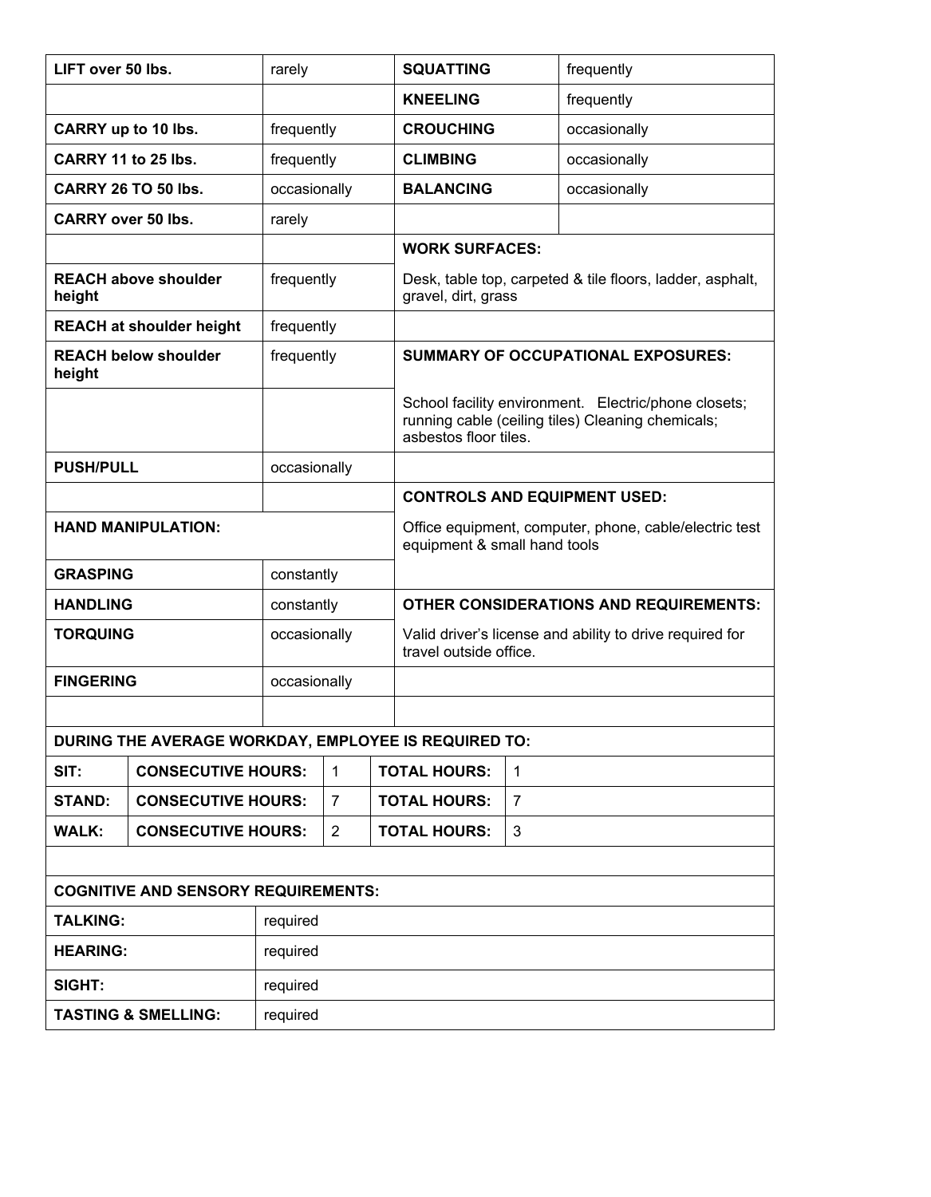| | | | |
|---|---|---|---|
| **LIFT over 50 lbs.** | rarely | **SQUATTING** | frequently |
| | | **KNEELING** | frequently |
| **CARRY up to 10 lbs.** | frequently | **CROUCHING** | occasionally |
| **CARRY 11 to 25 lbs.** | frequently | **CLIMBING** | occasionally |
| **CARRY 26 TO 50 lbs.** | occasionally | **BALANCING** | occasionally |
| **CARRY over 50 lbs.** | rarely | | |
| | | **WORK SURFACES:** | |
| **REACH above shoulder height** | frequently | Desk, table top, carpeted & tile floors, ladder, asphalt, gravel, dirt, grass | |
| **REACH at shoulder height** | frequently | | |
| **REACH below shoulder height** | frequently | **SUMMARY OF OCCUPATIONAL EXPOSURES:** | |
| | | School facility environment. Electric/phone closets; running cable (ceiling tiles) Cleaning chemicals; asbestos floor tiles. | |
| **PUSH/PULL** | occasionally | | |
| | | **CONTROLS AND EQUIPMENT USED:** | |
| **HAND MANIPULATION:** | | Office equipment, computer, phone, cable/electric test equipment & small hand tools | |
| **GRASPING** | constantly | | |
| **HANDLING** | constantly | **OTHER CONSIDERATIONS AND REQUIREMENTS:** | |
| **TORQUING** | occasionally | Valid driver's license and ability to drive required for travel outside office. | |
| **FINGERING** | occasionally | | |

**DURING THE AVERAGE WORKDAY, EMPLOYEE IS REQUIRED TO:**

| | | | | |
|---|---|---|---|---|
| **SIT:** | **CONSECUTIVE HOURS:** | 1 | **TOTAL HOURS:** | 1 |
| **STAND:** | **CONSECUTIVE HOURS:** | 7 | **TOTAL HOURS:** | 7 |
| **WALK:** | **CONSECUTIVE HOURS:** | 2 | **TOTAL HOURS:** | 3 |

**COGNITIVE AND SENSORY REQUIREMENTS:**

| | |
|---|---|
| **TALKING:** | required |
| **HEARING:** | required |
| **SIGHT:** | required |
| **TASTING & SMELLING:** | required |